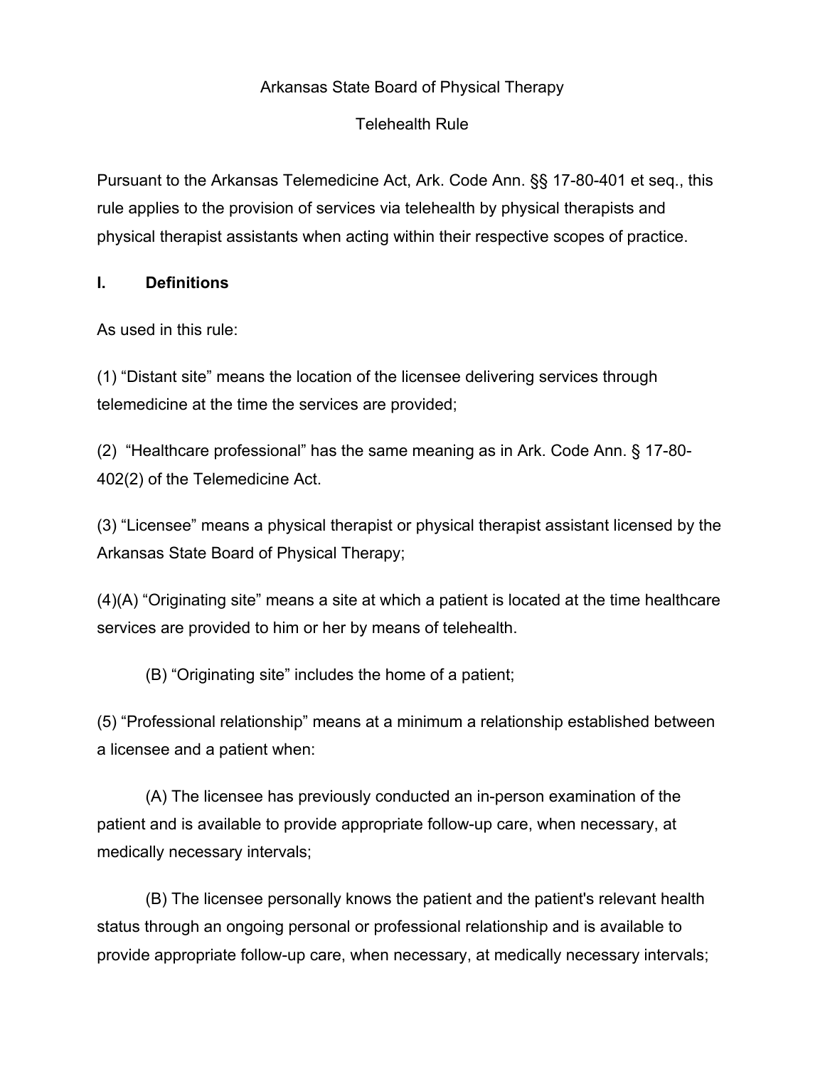Arkansas State Board of Physical Therapy

Telehealth Rule

Pursuant to the Arkansas Telemedicine Act, Ark. Code Ann. §§ 17-80-401 et seq., this rule applies to the provision of services via telehealth by physical therapists and physical therapist assistants when acting within their respective scopes of practice.

## I. Definitions

As used in this rule:

(1) "Distant site" means the location of the licensee delivering services through telemedicine at the time the services are provided;

(2) "Healthcare professional" has the same meaning as in Ark. Code Ann. § 17-80-402(2) of the Telemedicine Act.

(3) "Licensee" means a physical therapist or physical therapist assistant licensed by the Arkansas State Board of Physical Therapy;

(4)(A) "Originating site" means a site at which a patient is located at the time healthcare services are provided to him or her by means of telehealth.

(B) "Originating site" includes the home of a patient;

(5) "Professional relationship" means at a minimum a relationship established between a licensee and a patient when:

(A) The licensee has previously conducted an in-person examination of the patient and is available to provide appropriate follow-up care, when necessary, at medically necessary intervals;

(B) The licensee personally knows the patient and the patient's relevant health status through an ongoing personal or professional relationship and is available to provide appropriate follow-up care, when necessary, at medically necessary intervals;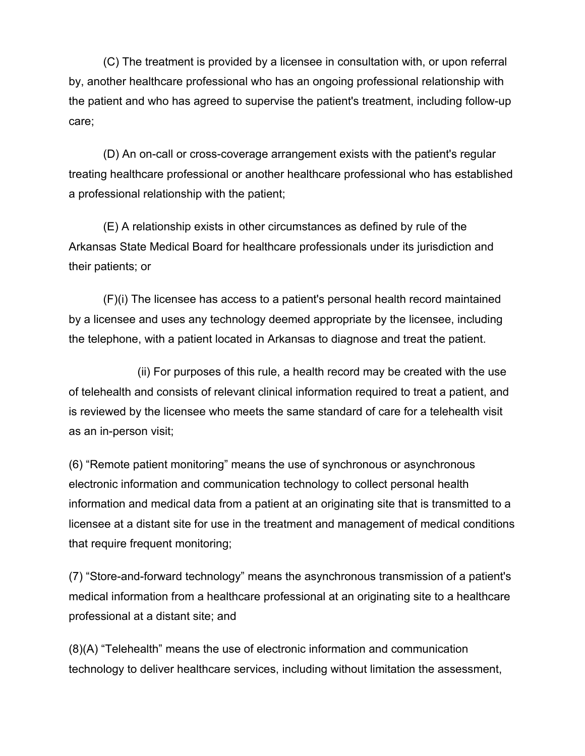(C) The treatment is provided by a licensee in consultation with, or upon referral by, another healthcare professional who has an ongoing professional relationship with the patient and who has agreed to supervise the patient's treatment, including follow-up care;

(D) An on-call or cross-coverage arrangement exists with the patient's regular treating healthcare professional or another healthcare professional who has established a professional relationship with the patient;

(E) A relationship exists in other circumstances as defined by rule of the Arkansas State Medical Board for healthcare professionals under its jurisdiction and their patients; or

(F)(i) The licensee has access to a patient's personal health record maintained by a licensee and uses any technology deemed appropriate by the licensee, including the telephone, with a patient located in Arkansas to diagnose and treat the patient.

(ii) For purposes of this rule, a health record may be created with the use of telehealth and consists of relevant clinical information required to treat a patient, and is reviewed by the licensee who meets the same standard of care for a telehealth visit as an in-person visit;

(6) “Remote patient monitoring” means the use of synchronous or asynchronous electronic information and communication technology to collect personal health information and medical data from a patient at an originating site that is transmitted to a licensee at a distant site for use in the treatment and management of medical conditions that require frequent monitoring;

(7) “Store-and-forward technology” means the asynchronous transmission of a patient's medical information from a healthcare professional at an originating site to a healthcare professional at a distant site; and

(8)(A) “Telehealth” means the use of electronic information and communication technology to deliver healthcare services, including without limitation the assessment,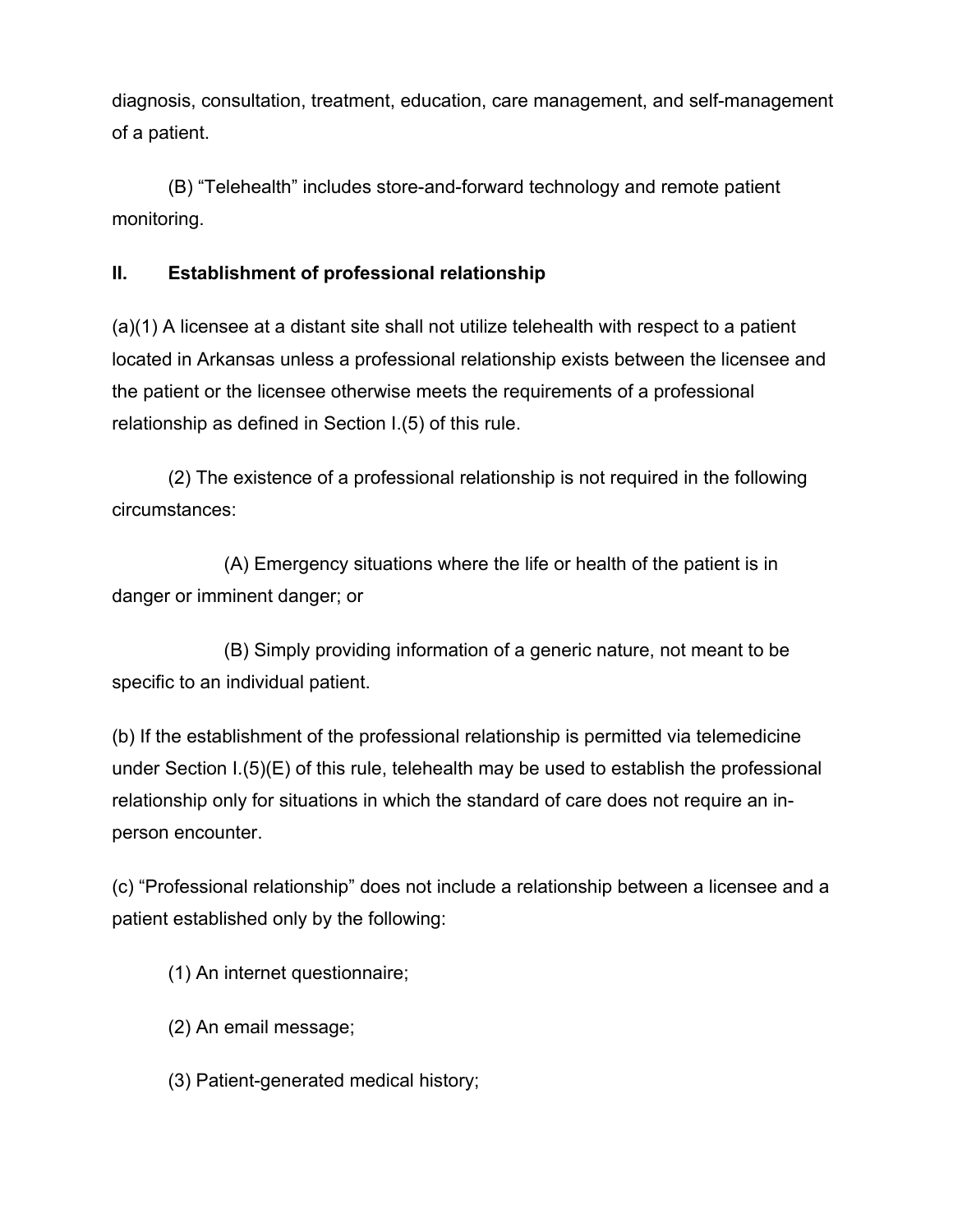diagnosis, consultation, treatment, education, care management, and self-management of a patient.

(B) “Telehealth” includes store-and-forward technology and remote patient monitoring.

**II. Establishment of professional relationship**

(a)(1) A licensee at a distant site shall not utilize telehealth with respect to a patient located in Arkansas unless a professional relationship exists between the licensee and the patient or the licensee otherwise meets the requirements of a professional relationship as defined in Section I.(5) of this rule.

(2) The existence of a professional relationship is not required in the following circumstances:

(A) Emergency situations where the life or health of the patient is in danger or imminent danger; or

(B) Simply providing information of a generic nature, not meant to be specific to an individual patient.

(b) If the establishment of the professional relationship is permitted via telemedicine under Section I.(5)(E) of this rule, telehealth may be used to establish the professional relationship only for situations in which the standard of care does not require an in-person encounter.

(c) “Professional relationship” does not include a relationship between a licensee and a patient established only by the following:

(1) An internet questionnaire;

(2) An email message;

(3) Patient-generated medical history;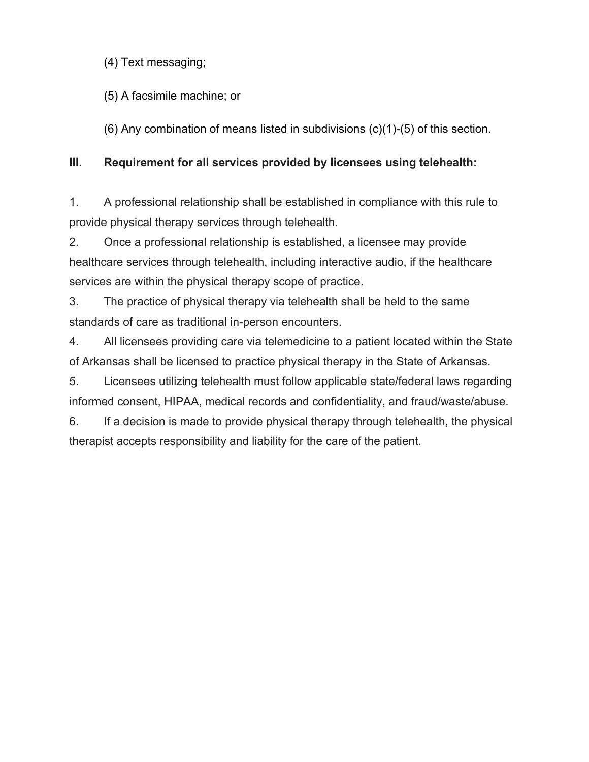(4) Text messaging;

(5) A facsimile machine; or

(6) Any combination of means listed in subdivisions (c)(1)-(5) of this section.

**III. Requirement for all services provided by licensees using telehealth:**

1. A professional relationship shall be established in compliance with this rule to provide physical therapy services through telehealth.
2. Once a professional relationship is established, a licensee may provide healthcare services through telehealth, including interactive audio, if the healthcare services are within the physical therapy scope of practice.
3. The practice of physical therapy via telehealth shall be held to the same standards of care as traditional in-person encounters.
4. All licensees providing care via telemedicine to a patient located within the State of Arkansas shall be licensed to practice physical therapy in the State of Arkansas.
5. Licensees utilizing telehealth must follow applicable state/federal laws regarding informed consent, HIPAA, medical records and confidentiality, and fraud/waste/abuse.
6. If a decision is made to provide physical therapy through telehealth, the physical therapist accepts responsibility and liability for the care of the patient.